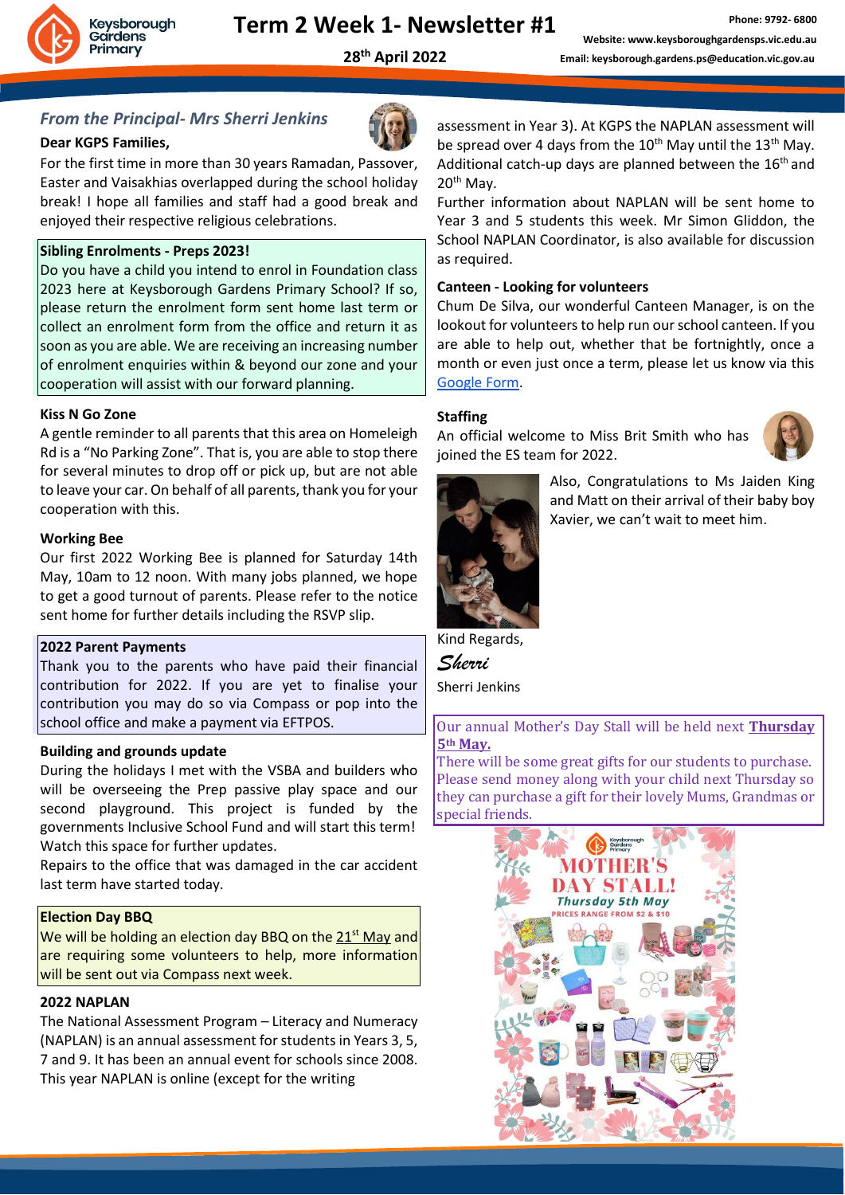# Term 2 Week 1- Newsletter #1

**28th April 2022**

Phone: 9792- 6800
Website: www.keysboroughgardensps.vic.edu.au
Email: keysborough.gardens.ps@education.vic.gov.au

## *From the Principal- Mrs Sherri Jenkins*

**Dear KGPS Families,**

For the first time in more than 30 years Ramadan, Passover, Easter and Vaisakhias overlapped during the school holiday break! I hope all families and staff had a good break and enjoyed their respective religious celebrations.

### Sibling Enrolments - Preps 2023!

Do you have a child you intend to enrol in Foundation class 2023 here at Keysborough Gardens Primary School? If so, please return the enrolment form sent home last term or collect an enrolment form from the office and return it as soon as you are able. We are receiving an increasing number of enrolment enquiries within & beyond our zone and your cooperation will assist with our forward planning.

### Kiss N Go Zone

A gentle reminder to all parents that this area on Homeleigh Rd is a "No Parking Zone". That is, you are able to stop there for several minutes to drop off or pick up, but are not able to leave your car. On behalf of all parents, thank you for your cooperation with this.

### Working Bee

Our first 2022 Working Bee is planned for Saturday 14th May, 10am to 12 noon. With many jobs planned, we hope to get a good turnout of parents. Please refer to the notice sent home for further details including the RSVP slip.

### 2022 Parent Payments

Thank you to the parents who have paid their financial contribution for 2022. If you are yet to finalise your contribution you may do so via Compass or pop into the school office and make a payment via EFTPOS.

### Building and grounds update

During the holidays I met with the VSBA and builders who will be overseeing the Prep passive play space and our second playground. This project is funded by the governments Inclusive School Fund and will start this term! Watch this space for further updates.

Repairs to the office that was damaged in the car accident last term have started today.

### Election Day BBQ

We will be holding an election day BBQ on the 21st May and are requiring some volunteers to help, more information will be sent out via Compass next week.

### 2022 NAPLAN

The National Assessment Program – Literacy and Numeracy (NAPLAN) is an annual assessment for students in Years 3, 5, 7 and 9. It has been an annual event for schools since 2008. This year NAPLAN is online (except for the writing assessment in Year 3). At KGPS the NAPLAN assessment will be spread over 4 days from the 10th May until the 13th May. Additional catch-up days are planned between the 16th and 20th May.

Further information about NAPLAN will be sent home to Year 3 and 5 students this week. Mr Simon Gliddon, the School NAPLAN Coordinator, is also available for discussion as required.

### Canteen - Looking for volunteers

Chum De Silva, our wonderful Canteen Manager, is on the lookout for volunteers to help run our school canteen. If you are able to help out, whether that be fortnightly, once a month or even just once a term, please let us know via this Google Form.

### Staffing

An official welcome to Miss Brit Smith who has joined the ES team for 2022.

Also, Congratulations to Ms Jaiden King and Matt on their arrival of their baby boy Xavier, we can't wait to meet him.

Kind Regards,

*Sherri*

Sherri Jenkins

Our annual Mother's Day Stall will be held next **Thursday 5th May.**

There will be some great gifts for our students to purchase. Please send money along with your child next Thursday so they can purchase a gift for their lovely Mums, Grandmas or special friends.

MOTHER'S DAY STALL!
Thursday 5th May
PRICES RANGE FROM $2 & $10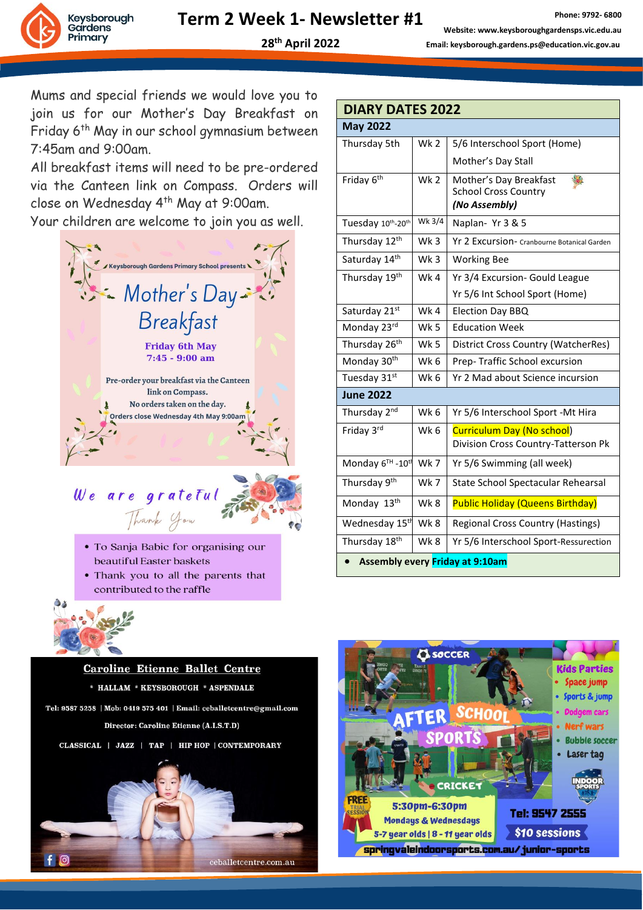# Term 2 Week 1- Newsletter #1

28th April 2022

Phone: 9792- 6800
Website: www.keysboroughgardensps.vic.edu.au
Email: keysborough.gardens.ps@education.vic.gov.au

Mums and special friends we would love you to join us for our Mother's Day Breakfast on Friday 6th May in our school gymnasium between 7:45am and 9:00am.

All breakfast items will need to be pre-ordered via the Canteen link on Compass. Orders will close on Wednesday 4th May at 9:00am.

Your children are welcome to join you as well.

Keysborough Gardens Primary School presents

## Mother's Day Breakfast

**Friday 6th May**
**7:45 - 9:00 am**

Pre-order your breakfast via the Canteen link on Compass.
No orders taken on the day.
Orders close Wednesday 4th May 9:00am

## We are grateful

Thank You

- To Sanja Babic for organising our beautiful Easter baskets
- Thank you to all the parents that contributed to the raffle

## DIARY DATES 2022

| | | |
|---|---|---|
| **May 2022** | | |
| Thursday 5th | Wk 2 | 5/6 Interschool Sport (Home)<br>Mother's Day Stall |
| Friday 6th | Wk 2 | Mother's Day Breakfast<br>School Cross Country<br>***(No Assembly)*** |
| Tuesday 10th-20th | Wk 3/4 | Naplan- Yr 3 & 5 |
| Thursday 12th | Wk 3 | Yr 2 Excursion- Cranbourne Botanical Garden |
| Saturday 14th | Wk 3 | Working Bee |
| Thursday 19th | Wk 4 | Yr 3/4 Excursion- Gould League<br>Yr 5/6 Int School Sport (Home) |
| Saturday 21st | Wk 4 | Election Day BBQ |
| Monday 23rd | Wk 5 | Education Week |
| Thursday 26th | Wk 5 | District Cross Country (WatcherRes) |
| Monday 30th | Wk 6 | Prep- Traffic School excursion |
| Tuesday 31st | Wk 6 | Yr 2 Mad about Science incursion |
| **June 2022** | | |
| Thursday 2nd | Wk 6 | Yr 5/6 Interschool Sport -Mt Hira |
| Friday 3rd | Wk 6 | Curriculum Day (No school)<br>Division Cross Country-Tatterson Pk |
| Monday 6TH -10th | Wk 7 | Yr 5/6 Swimming (all week) |
| Thursday 9th | Wk 7 | State School Spectacular Rehearsal |
| Monday 13th | Wk 8 | Public Holiday (Queens Birthday) |
| Wednesday 15th | Wk 8 | Regional Cross Country (Hastings) |
| Thursday 18th | Wk 8 | Yr 5/6 Interschool Sport-Ressurection |

- **Assembly every Friday at 9:10am**

## Caroline Etienne Ballet Centre

* HALLAM * KEYSBOROUGH * ASPENDALE

Tel: 9587 5258 | Mob: 0419 575 401 | Email: ceballetcentre@gmail.com

Director: Caroline Etienne (A.I.S.T.D)

CLASSICAL | JAZZ | TAP | HIP HOP | CONTEMPORARY

ceballetcentre.com.au

## AFTER SCHOOL SPORTS

SOCCER
CRICKET

FREE TRIAL SESSION

5:30pm-6:30pm
Mondays & Wednesdays
5-7 year olds | 8 - 11 year olds

Kids Parties
- Space jump
- Sports & jump
- Dodgem cars
- Nerf wars
- Bubble soccer
- Laser tag

INDOOR SPORTS

Tel: 9547 2555

$10 sessions

springvaleindoorsports.com.au/junior-sports